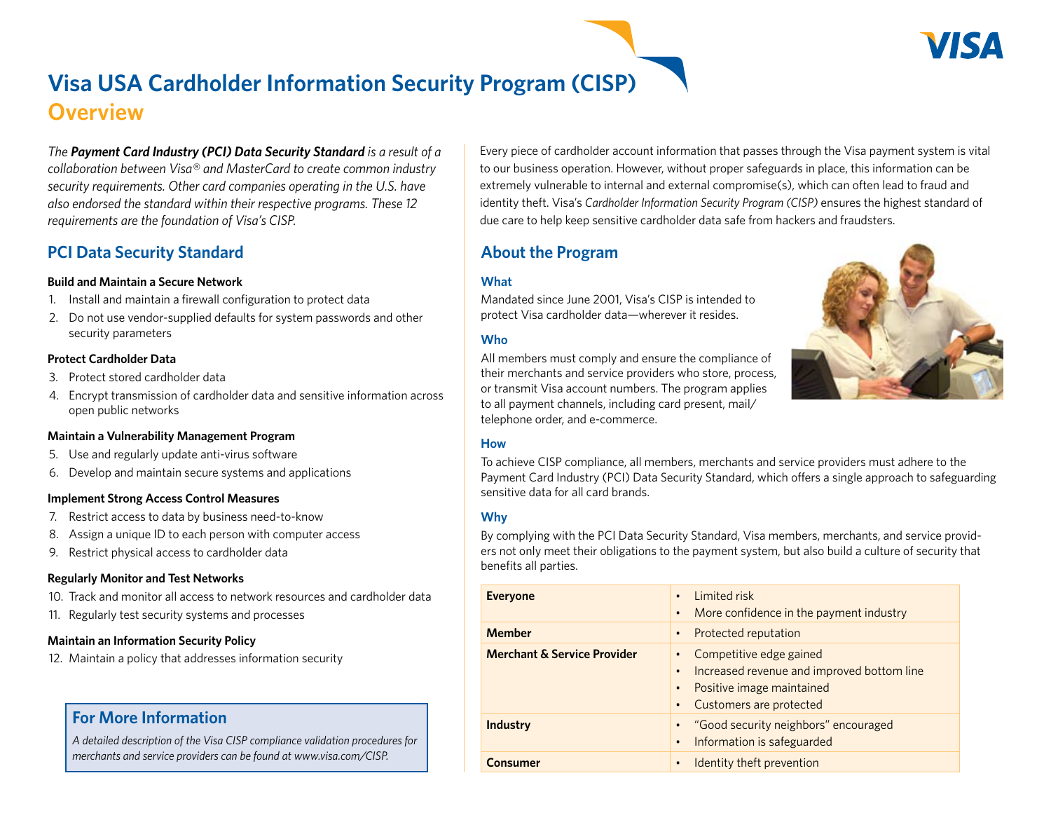# Visa USA Cardholder Information Security Program (CISP)

## Overview

*The **Payment Card Industry (PCI) Data Security Standard** is a result of a collaboration between Visa® and MasterCard to create common industry security requirements. Other card companies operating in the U.S. have also endorsed the standard within their respective programs. These 12 requirements are the foundation of Visa's CISP.*

## PCI Data Security Standard

**Build and Maintain a Secure Network**

1. Install and maintain a firewall configuration to protect data
2. Do not use vendor-supplied defaults for system passwords and other security parameters

**Protect Cardholder Data**

3. Protect stored cardholder data
4. Encrypt transmission of cardholder data and sensitive information across open public networks

**Maintain a Vulnerability Management Program**

5. Use and regularly update anti-virus software
6. Develop and maintain secure systems and applications

**Implement Strong Access Control Measures**

7. Restrict access to data by business need-to-know
8. Assign a unique ID to each person with computer access
9. Restrict physical access to cardholder data

**Regularly Monitor and Test Networks**

10. Track and monitor all access to network resources and cardholder data
11. Regularly test security systems and processes

**Maintain an Information Security Policy**

12. Maintain a policy that addresses information security

### For More Information

*A detailed description of the Visa CISP compliance validation procedures for merchants and service providers can be found at www.visa.com/CISP.*

Every piece of cardholder account information that passes through the Visa payment system is vital to our business operation. However, without proper safeguards in place, this information can be extremely vulnerable to internal and external compromise(s), which can often lead to fraud and identity theft. Visa's *Cardholder Information Security Program (CISP)* ensures the highest standard of due care to help keep sensitive cardholder data safe from hackers and fraudsters.

## About the Program

### What

Mandated since June 2001, Visa's CISP is intended to protect Visa cardholder data—wherever it resides.

### Who

All members must comply and ensure the compliance of their merchants and service providers who store, process, or transmit Visa account numbers. The program applies to all payment channels, including card present, mail/telephone order, and e-commerce.

### How

To achieve CISP compliance, all members, merchants and service providers must adhere to the Payment Card Industry (PCI) Data Security Standard, which offers a single approach to safeguarding sensitive data for all card brands.

### Why

By complying with the PCI Data Security Standard, Visa members, merchants, and service providers not only meet their obligations to the payment system, but also build a culture of security that benefits all parties.

| | |
|---|---|
| **Everyone** | • Limited risk<br>• More confidence in the payment industry |
| **Member** | • Protected reputation |
| **Merchant & Service Provider** | • Competitive edge gained<br>• Increased revenue and improved bottom line<br>• Positive image maintained<br>• Customers are protected |
| **Industry** | • "Good security neighbors" encouraged<br>• Information is safeguarded |
| **Consumer** | • Identity theft prevention |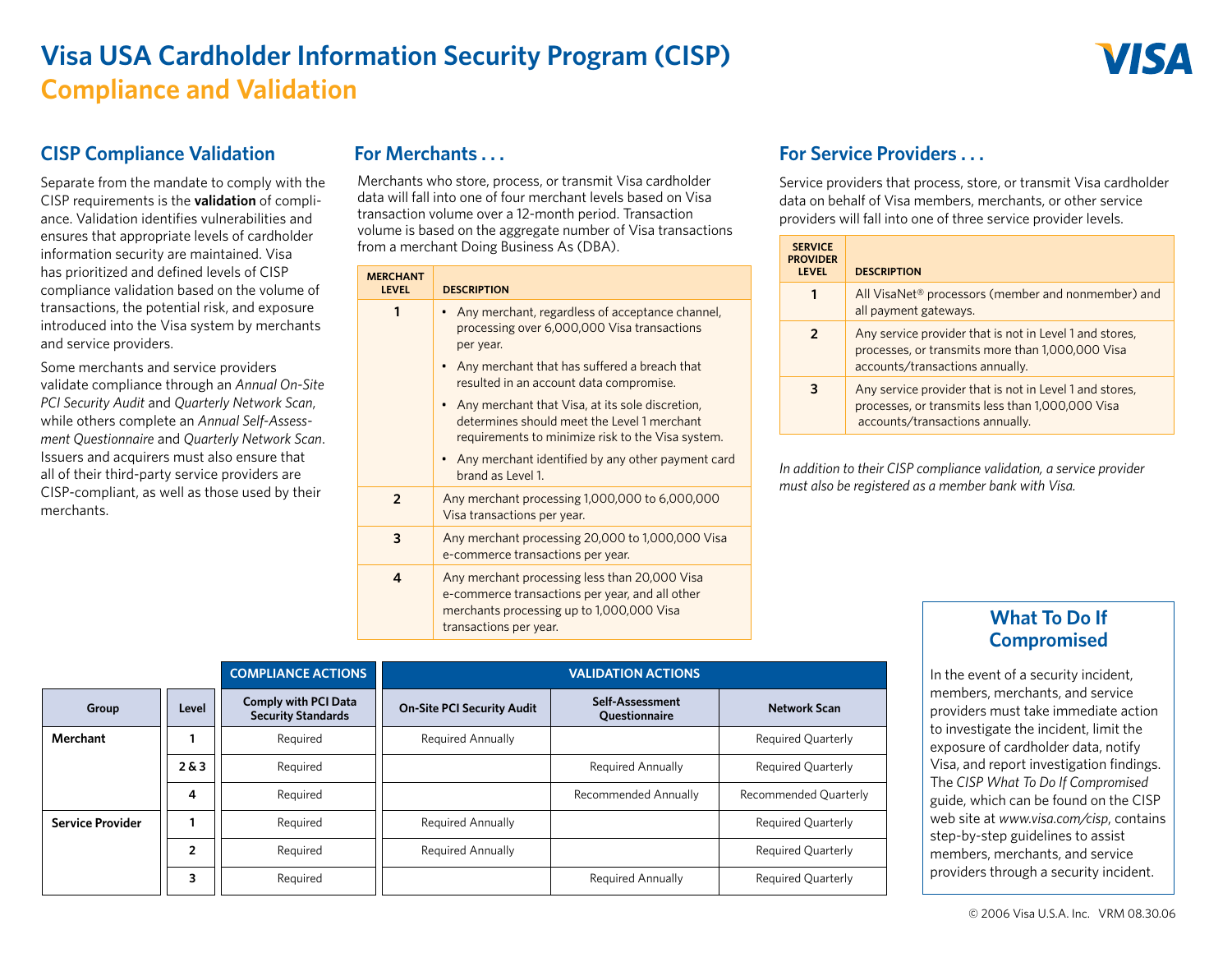# Visa USA Cardholder Information Security Program (CISP)

## Compliance and Validation

### CISP Compliance Validation

Separate from the mandate to comply with the CISP requirements is the **validation** of compliance. Validation identifies vulnerabilities and ensures that appropriate levels of cardholder information security are maintained. Visa has prioritized and defined levels of CISP compliance validation based on the volume of transactions, the potential risk, and exposure introduced into the Visa system by merchants and service providers.

Some merchants and service providers validate compliance through an *Annual On-Site PCI Security Audit* and *Quarterly Network Scan*, while others complete an *Annual Self-Assessment Questionnaire* and *Quarterly Network Scan*. Issuers and acquirers must also ensure that all of their third-party service providers are CISP-compliant, as well as those used by their merchants.

### For Merchants . . .

Merchants who store, process, or transmit Visa cardholder data will fall into one of four merchant levels based on Visa transaction volume over a 12-month period. Transaction volume is based on the aggregate number of Visa transactions from a merchant Doing Business As (DBA).

| MERCHANT LEVEL | DESCRIPTION |
|---|---|
| 1 | • Any merchant, regardless of acceptance channel, processing over 6,000,000 Visa transactions per year.<br>• Any merchant that has suffered a breach that resulted in an account data compromise.<br>• Any merchant that Visa, at its sole discretion, determines should meet the Level 1 merchant requirements to minimize risk to the Visa system.<br>• Any merchant identified by any other payment card brand as Level 1. |
| 2 | Any merchant processing 1,000,000 to 6,000,000 Visa transactions per year. |
| 3 | Any merchant processing 20,000 to 1,000,000 Visa e-commerce transactions per year. |
| 4 | Any merchant processing less than 20,000 Visa e-commerce transactions per year, and all other merchants processing up to 1,000,000 Visa transactions per year. |

### For Service Providers . . .

Service providers that process, store, or transmit Visa cardholder data on behalf of Visa members, merchants, or other service providers will fall into one of three service provider levels.

| SERVICE PROVIDER LEVEL | DESCRIPTION |
|---|---|
| 1 | All VisaNet® processors (member and nonmember) and all payment gateways. |
| 2 | Any service provider that is not in Level 1 and stores, processes, or transmits more than 1,000,000 Visa accounts/transactions annually. |
| 3 | Any service provider that is not in Level 1 and stores, processes, or transmits less than 1,000,000 Visa accounts/transactions annually. |

*In addition to their CISP compliance validation, a service provider must also be registered as a member bank with Visa.*

| | | COMPLIANCE ACTIONS | VALIDATION ACTIONS | | |
|---|---|---|---|---|---|
| Group | Level | Comply with PCI Data Security Standards | On-Site PCI Security Audit | Self-Assessment Questionnaire | Network Scan |
| Merchant | 1 | Required | Required Annually | | Required Quarterly |
| | 2 & 3 | Required | | Required Annually | Required Quarterly |
| | 4 | Required | | Recommended Annually | Recommended Quarterly |
| Service Provider | 1 | Required | Required Annually | | Required Quarterly |
| | 2 | Required | Required Annually | | Required Quarterly |
| | 3 | Required | | Required Annually | Required Quarterly |

### What To Do If Compromised

In the event of a security incident, members, merchants, and service providers must take immediate action to investigate the incident, limit the exposure of cardholder data, notify Visa, and report investigation findings. The *CISP What To Do If Compromised* guide, which can be found on the CISP web site at *www.visa.com/cisp*, contains step-by-step guidelines to assist members, merchants, and service providers through a security incident.

© 2006 Visa U.S.A. Inc. VRM 08.30.06